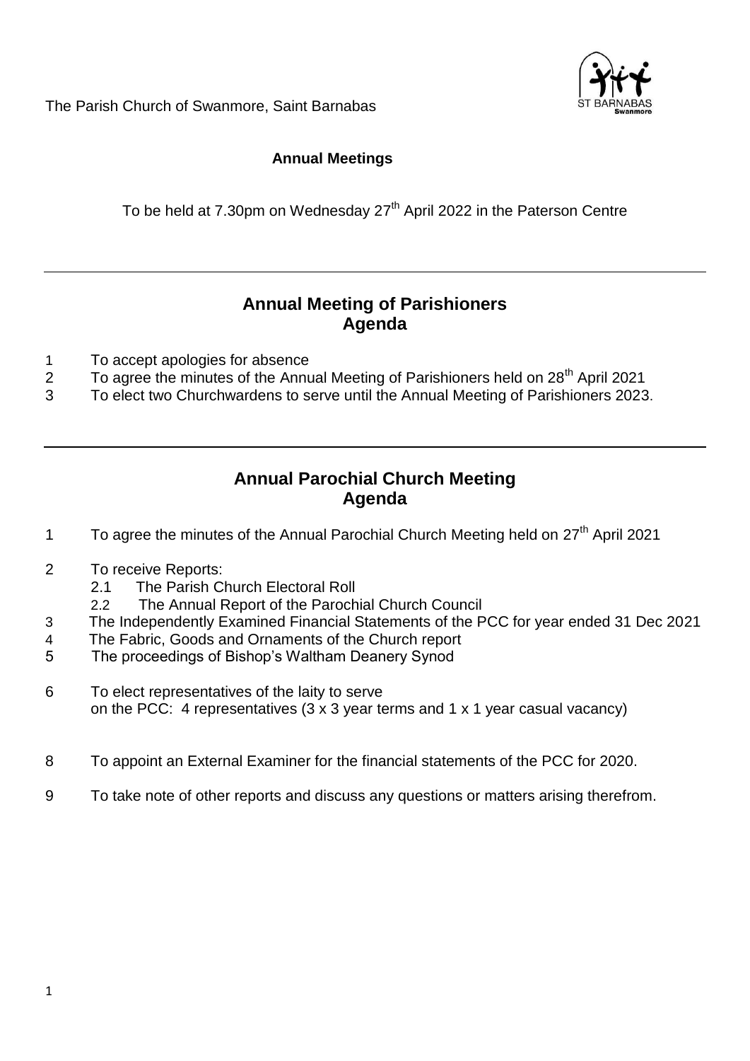The Parish Church of Swanmore, Saint Barnabas

**Annual Meetings**

To be held at 7.30pm on Wednesday 27th April 2022 in the Paterson Centre

---

## Annual Meeting of Parishioners
## Agenda

1 To accept apologies for absence
2 To agree the minutes of the Annual Meeting of Parishioners held on 28th April 2021
3 To elect two Churchwardens to serve until the Annual Meeting of Parishioners 2023.

---

## Annual Parochial Church Meeting
## Agenda

1 To agree the minutes of the Annual Parochial Church Meeting held on 27th April 2021

2 To receive Reports:
   2.1 The Parish Church Electoral Roll
   2.2 The Annual Report of the Parochial Church Council
3 The Independently Examined Financial Statements of the PCC for year ended 31 Dec 2021
4 The Fabric, Goods and Ornaments of the Church report
5 The proceedings of Bishop's Waltham Deanery Synod

6 To elect representatives of the laity to serve on the PCC: 4 representatives (3 x 3 year terms and 1 x 1 year casual vacancy)

8 To appoint an External Examiner for the financial statements of the PCC for 2020.

9 To take note of other reports and discuss any questions or matters arising therefrom.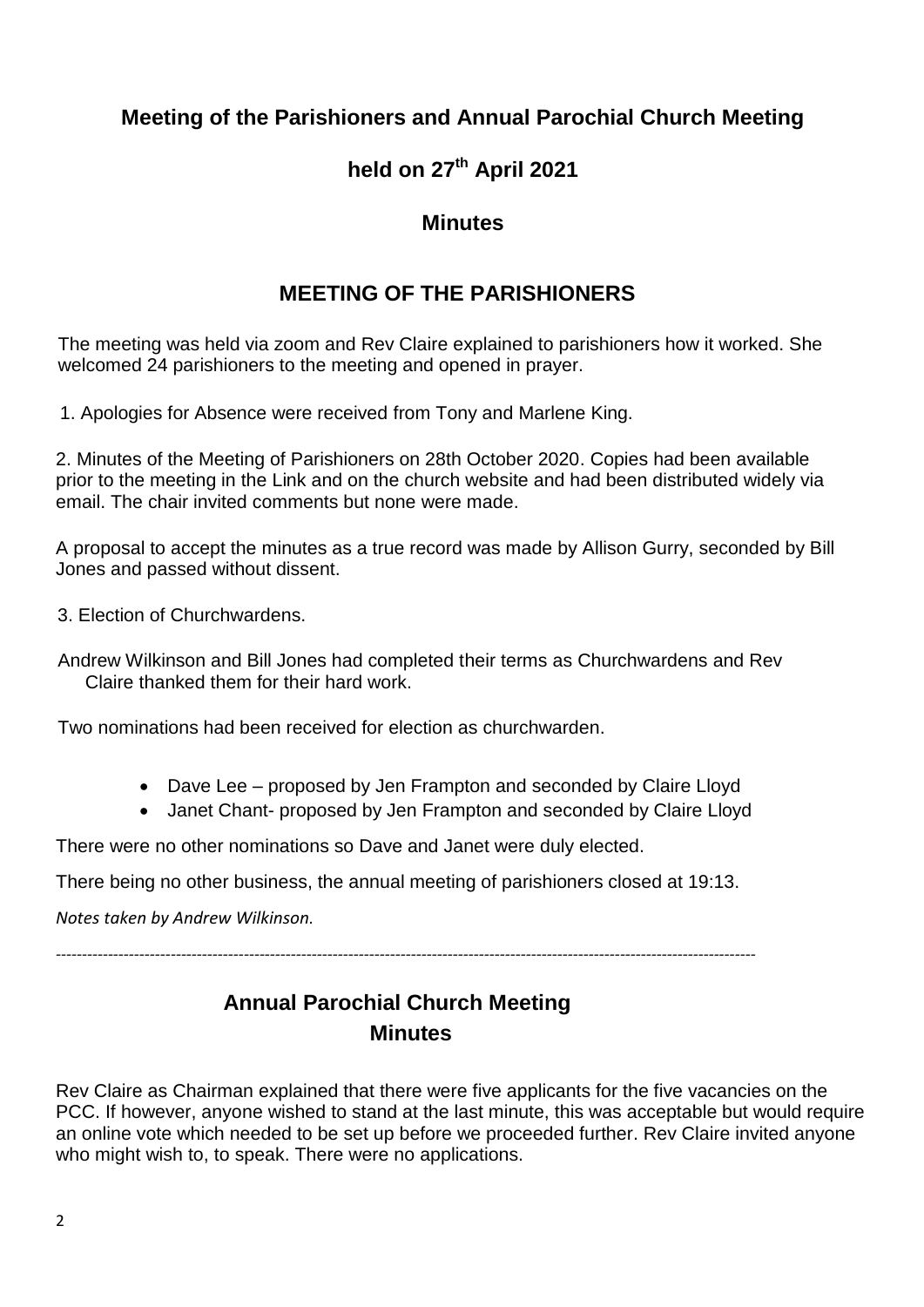## Meeting of the Parishioners and Annual Parochial Church Meeting

## held on 27th April 2021

## Minutes

## MEETING OF THE PARISHIONERS

The meeting was held via zoom and Rev Claire explained to parishioners how it worked. She welcomed 24 parishioners to the meeting and opened in prayer.

1. Apologies for Absence were received from Tony and Marlene King.

2. Minutes of the Meeting of Parishioners on 28th October 2020. Copies had been available prior to the meeting in the Link and on the church website and had been distributed widely via email. The chair invited comments but none were made.

A proposal to accept the minutes as a true record was made by Allison Gurry, seconded by Bill Jones and passed without dissent.

3. Election of Churchwardens.

Andrew Wilkinson and Bill Jones had completed their terms as Churchwardens and Rev Claire thanked them for their hard work.

Two nominations had been received for election as churchwarden.

- Dave Lee – proposed by Jen Frampton and seconded by Claire Lloyd
- Janet Chant- proposed by Jen Frampton and seconded by Claire Lloyd

There were no other nominations so Dave and Janet were duly elected.

There being no other business, the annual meeting of parishioners closed at 19:13.

*Notes taken by Andrew Wilkinson.*

---

## Annual Parochial Church Meeting
## Minutes

Rev Claire as Chairman explained that there were five applicants for the five vacancies on the PCC. If however, anyone wished to stand at the last minute, this was acceptable but would require an online vote which needed to be set up before we proceeded further. Rev Claire invited anyone who might wish to, to speak. There were no applications.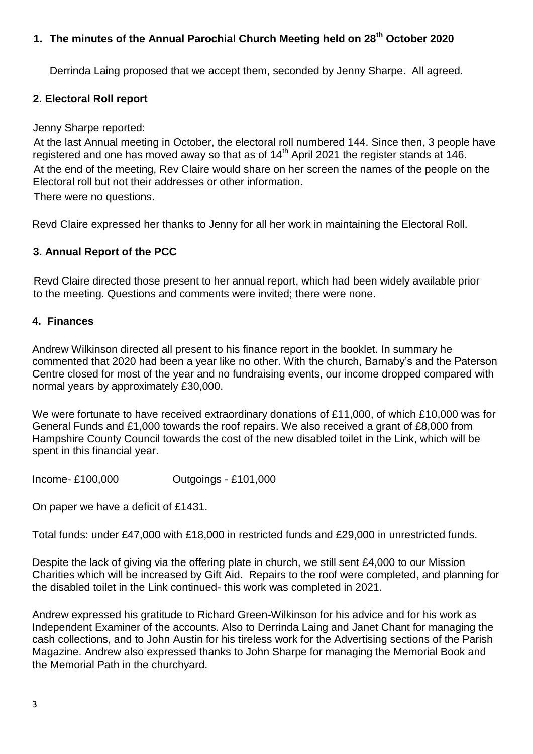## 1. The minutes of the Annual Parochial Church Meeting held on 28th October 2020

Derrinda Laing proposed that we accept them, seconded by Jenny Sharpe. All agreed.

## 2. Electoral Roll report

Jenny Sharpe reported:

At the last Annual meeting in October, the electoral roll numbered 144. Since then, 3 people have registered and one has moved away so that as of 14th April 2021 the register stands at 146.

At the end of the meeting, Rev Claire would share on her screen the names of the people on the Electoral roll but not their addresses or other information.

There were no questions.

Revd Claire expressed her thanks to Jenny for all her work in maintaining the Electoral Roll.

## 3. Annual Report of the PCC

Revd Claire directed those present to her annual report, which had been widely available prior to the meeting. Questions and comments were invited; there were none.

## 4. Finances

Andrew Wilkinson directed all present to his finance report in the booklet. In summary he commented that 2020 had been a year like no other. With the church, Barnaby's and the Paterson Centre closed for most of the year and no fundraising events, our income dropped compared with normal years by approximately £30,000.

We were fortunate to have received extraordinary donations of £11,000, of which £10,000 was for General Funds and £1,000 towards the roof repairs. We also received a grant of £8,000 from Hampshire County Council towards the cost of the new disabled toilet in the Link, which will be spent in this financial year.

Income- £100,000 Outgoings - £101,000

On paper we have a deficit of £1431.

Total funds: under £47,000 with £18,000 in restricted funds and £29,000 in unrestricted funds.

Despite the lack of giving via the offering plate in church, we still sent £4,000 to our Mission Charities which will be increased by Gift Aid. Repairs to the roof were completed, and planning for the disabled toilet in the Link continued- this work was completed in 2021.

Andrew expressed his gratitude to Richard Green-Wilkinson for his advice and for his work as Independent Examiner of the accounts. Also to Derrinda Laing and Janet Chant for managing the cash collections, and to John Austin for his tireless work for the Advertising sections of the Parish Magazine. Andrew also expressed thanks to John Sharpe for managing the Memorial Book and the Memorial Path in the churchyard.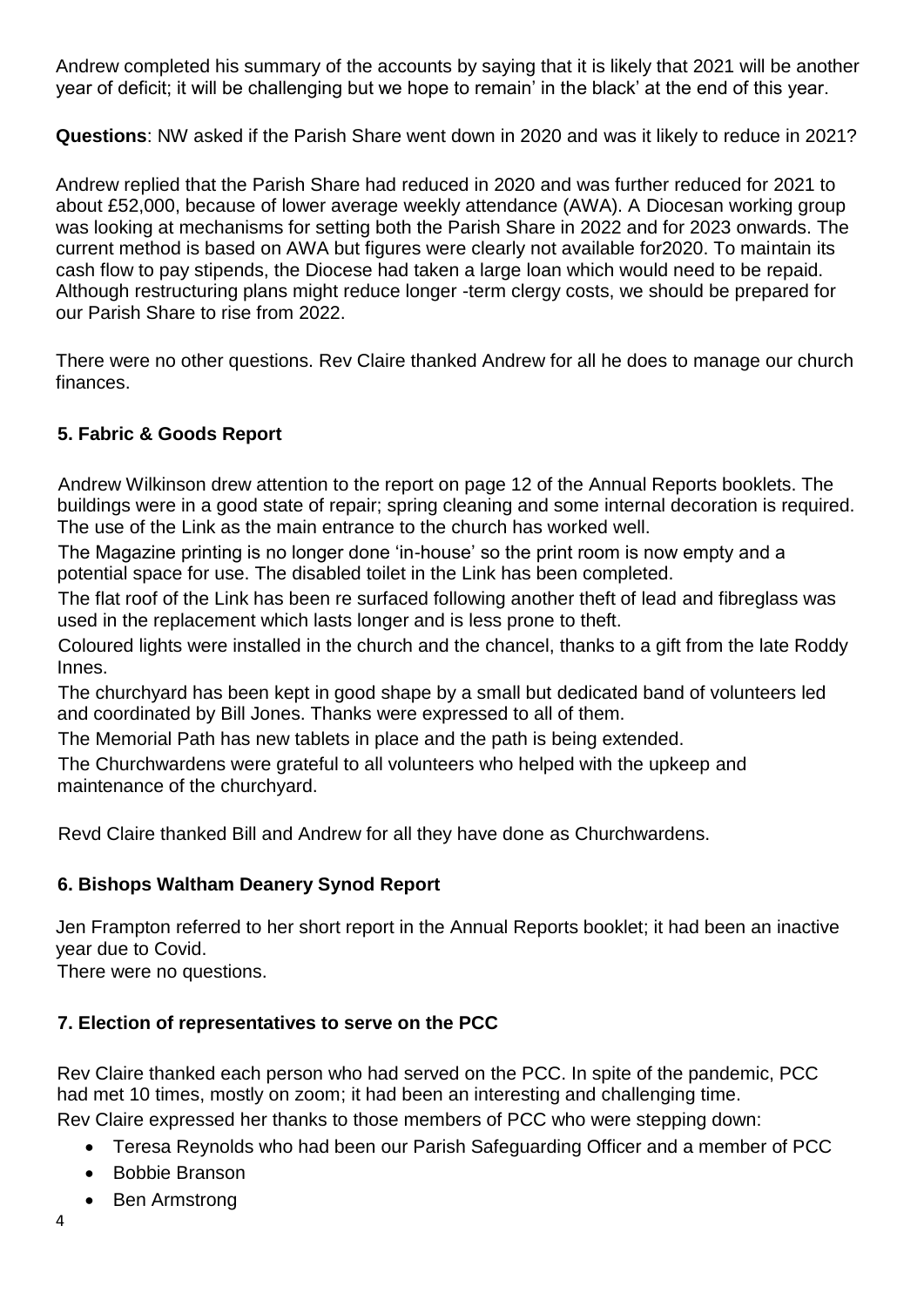Andrew completed his summary of the accounts by saying that it is likely that 2021 will be another year of deficit; it will be challenging but we hope to remain' in the black' at the end of this year.

**Questions**: NW asked if the Parish Share went down in 2020 and was it likely to reduce in 2021?

Andrew replied that the Parish Share had reduced in 2020 and was further reduced for 2021 to about £52,000, because of lower average weekly attendance (AWA). A Diocesan working group was looking at mechanisms for setting both the Parish Share in 2022 and for 2023 onwards. The current method is based on AWA but figures were clearly not available for2020. To maintain its cash flow to pay stipends, the Diocese had taken a large loan which would need to be repaid. Although restructuring plans might reduce longer -term clergy costs, we should be prepared for our Parish Share to rise from 2022.

There were no other questions. Rev Claire thanked Andrew for all he does to manage our church finances.

### 5. Fabric & Goods Report

Andrew Wilkinson drew attention to the report on page 12 of the Annual Reports booklets. The buildings were in a good state of repair; spring cleaning and some internal decoration is required. The use of the Link as the main entrance to the church has worked well.

The Magazine printing is no longer done 'in-house' so the print room is now empty and a potential space for use. The disabled toilet in the Link has been completed.

The flat roof of the Link has been re surfaced following another theft of lead and fibreglass was used in the replacement which lasts longer and is less prone to theft.

Coloured lights were installed in the church and the chancel, thanks to a gift from the late Roddy Innes.

The churchyard has been kept in good shape by a small but dedicated band of volunteers led and coordinated by Bill Jones. Thanks were expressed to all of them.

The Memorial Path has new tablets in place and the path is being extended.

The Churchwardens were grateful to all volunteers who helped with the upkeep and maintenance of the churchyard.

Revd Claire thanked Bill and Andrew for all they have done as Churchwardens.

### 6. Bishops Waltham Deanery Synod Report

Jen Frampton referred to her short report in the Annual Reports booklet; it had been an inactive year due to Covid.
There were no questions.

### 7. Election of representatives to serve on the PCC

Rev Claire thanked each person who had served on the PCC. In spite of the pandemic, PCC had met 10 times, mostly on zoom; it had been an interesting and challenging time.
Rev Claire expressed her thanks to those members of PCC who were stepping down:

- Teresa Reynolds who had been our Parish Safeguarding Officer and a member of PCC
- Bobbie Branson
- Ben Armstrong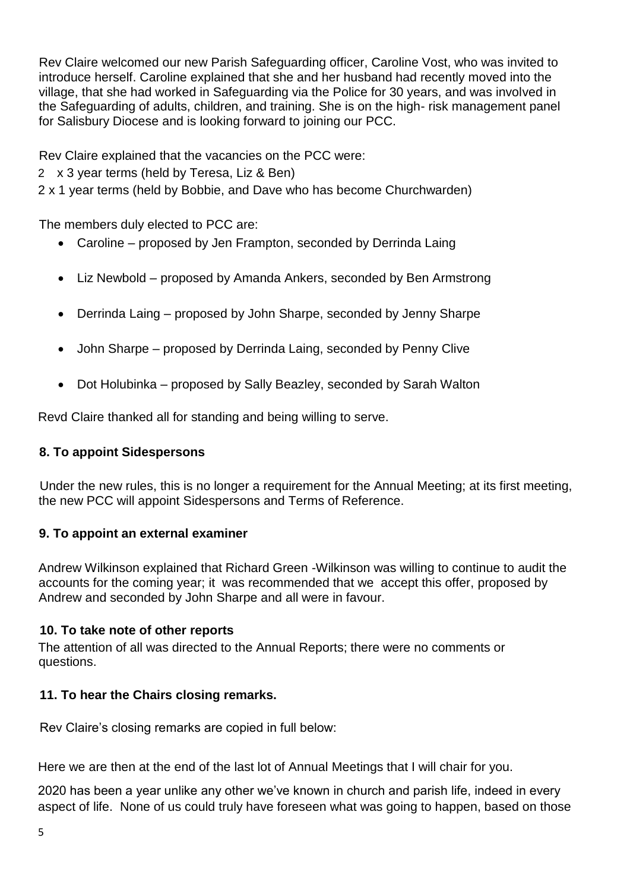Rev Claire welcomed our new Parish Safeguarding officer, Caroline Vost, who was invited to introduce herself. Caroline explained that she and her husband had recently moved into the village, that she had worked in Safeguarding via the Police for 30 years, and was involved in the Safeguarding of adults, children, and training. She is on the high- risk management panel for Salisbury Diocese and is looking forward to joining our PCC.

Rev Claire explained that the vacancies on the PCC were:

2 x 3 year terms (held by Teresa, Liz & Ben)

2 x 1 year terms (held by Bobbie, and Dave who has become Churchwarden)

The members duly elected to PCC are:

- Caroline – proposed by Jen Frampton, seconded by Derrinda Laing
- Liz Newbold – proposed by Amanda Ankers, seconded by Ben Armstrong
- Derrinda Laing – proposed by John Sharpe, seconded by Jenny Sharpe
- John Sharpe – proposed by Derrinda Laing, seconded by Penny Clive
- Dot Holubinka – proposed by Sally Beazley, seconded by Sarah Walton

Revd Claire thanked all for standing and being willing to serve.

### 8. To appoint Sidespersons

Under the new rules, this is no longer a requirement for the Annual Meeting; at its first meeting, the new PCC will appoint Sidespersons and Terms of Reference.

### 9. To appoint an external examiner

Andrew Wilkinson explained that Richard Green -Wilkinson was willing to continue to audit the accounts for the coming year; it was recommended that we accept this offer, proposed by Andrew and seconded by John Sharpe and all were in favour.

### 10. To take note of other reports

The attention of all was directed to the Annual Reports; there were no comments or questions.

### 11. To hear the Chairs closing remarks.

Rev Claire's closing remarks are copied in full below:

Here we are then at the end of the last lot of Annual Meetings that I will chair for you.

2020 has been a year unlike any other we've known in church and parish life, indeed in every aspect of life. None of us could truly have foreseen what was going to happen, based on those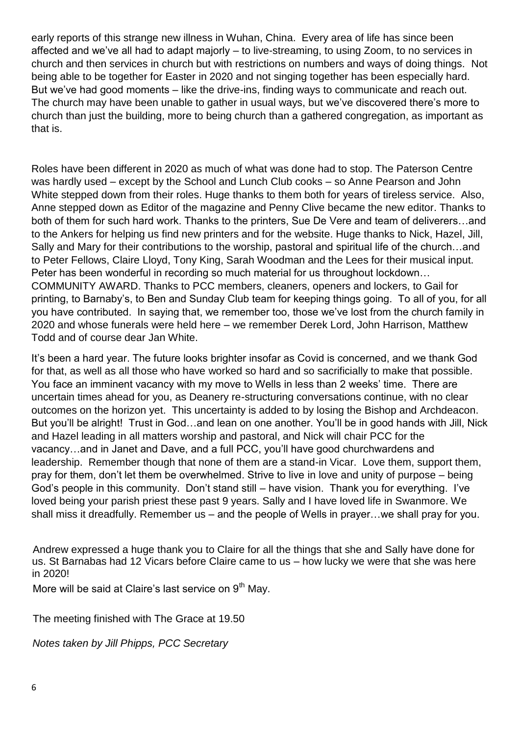early reports of this strange new illness in Wuhan, China. Every area of life has since been affected and we've all had to adapt majorly – to live-streaming, to using Zoom, to no services in church and then services in church but with restrictions on numbers and ways of doing things. Not being able to be together for Easter in 2020 and not singing together has been especially hard. But we've had good moments – like the drive-ins, finding ways to communicate and reach out. The church may have been unable to gather in usual ways, but we've discovered there's more to church than just the building, more to being church than a gathered congregation, as important as that is.

Roles have been different in 2020 as much of what was done had to stop. The Paterson Centre was hardly used – except by the School and Lunch Club cooks – so Anne Pearson and John White stepped down from their roles. Huge thanks to them both for years of tireless service. Also, Anne stepped down as Editor of the magazine and Penny Clive became the new editor. Thanks to both of them for such hard work. Thanks to the printers, Sue De Vere and team of deliverers…and to the Ankers for helping us find new printers and for the website. Huge thanks to Nick, Hazel, Jill, Sally and Mary for their contributions to the worship, pastoral and spiritual life of the church…and to Peter Fellows, Claire Lloyd, Tony King, Sarah Woodman and the Lees for their musical input. Peter has been wonderful in recording so much material for us throughout lockdown… COMMUNITY AWARD. Thanks to PCC members, cleaners, openers and lockers, to Gail for printing, to Barnaby's, to Ben and Sunday Club team for keeping things going. To all of you, for all you have contributed. In saying that, we remember too, those we've lost from the church family in 2020 and whose funerals were held here – we remember Derek Lord, John Harrison, Matthew Todd and of course dear Jan White.

It's been a hard year. The future looks brighter insofar as Covid is concerned, and we thank God for that, as well as all those who have worked so hard and so sacrificially to make that possible. You face an imminent vacancy with my move to Wells in less than 2 weeks' time. There are uncertain times ahead for you, as Deanery re-structuring conversations continue, with no clear outcomes on the horizon yet. This uncertainty is added to by losing the Bishop and Archdeacon. But you'll be alright! Trust in God…and lean on one another. You'll be in good hands with Jill, Nick and Hazel leading in all matters worship and pastoral, and Nick will chair PCC for the vacancy…and in Janet and Dave, and a full PCC, you'll have good churchwardens and leadership. Remember though that none of them are a stand-in Vicar. Love them, support them, pray for them, don't let them be overwhelmed. Strive to live in love and unity of purpose – being God's people in this community. Don't stand still – have vision. Thank you for everything. I've loved being your parish priest these past 9 years. Sally and I have loved life in Swanmore. We shall miss it dreadfully. Remember us – and the people of Wells in prayer…we shall pray for you.

Andrew expressed a huge thank you to Claire for all the things that she and Sally have done for us. St Barnabas had 12 Vicars before Claire came to us – how lucky we were that she was here in 2020!

More will be said at Claire's last service on 9th May.

The meeting finished with The Grace at 19.50

*Notes taken by Jill Phipps, PCC Secretary*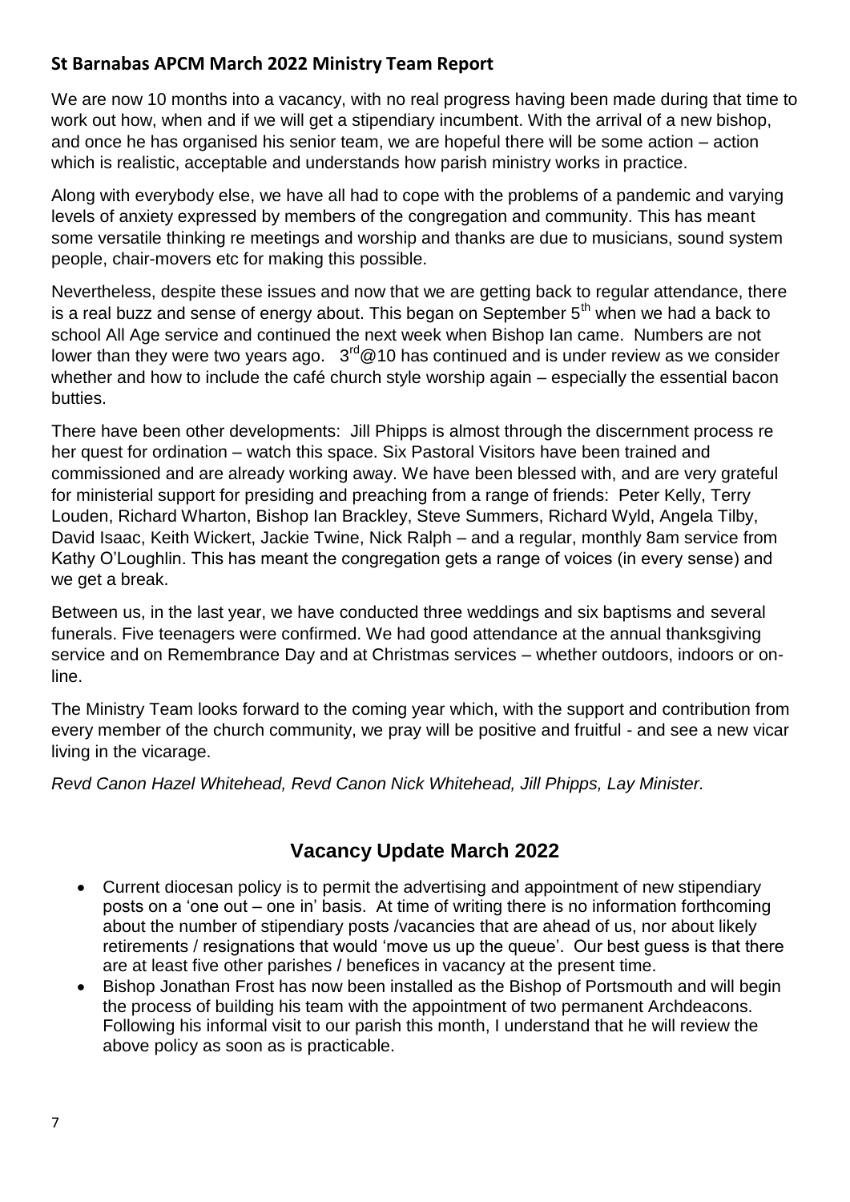## St Barnabas APCM March 2022 Ministry Team Report

We are now 10 months into a vacancy, with no real progress having been made during that time to work out how, when and if we will get a stipendiary incumbent. With the arrival of a new bishop, and once he has organised his senior team, we are hopeful there will be some action – action which is realistic, acceptable and understands how parish ministry works in practice.

Along with everybody else, we have all had to cope with the problems of a pandemic and varying levels of anxiety expressed by members of the congregation and community. This has meant some versatile thinking re meetings and worship and thanks are due to musicians, sound system people, chair-movers etc for making this possible.

Nevertheless, despite these issues and now that we are getting back to regular attendance, there is a real buzz and sense of energy about. This began on September 5th when we had a back to school All Age service and continued the next week when Bishop Ian came. Numbers are not lower than they were two years ago. 3rd@10 has continued and is under review as we consider whether and how to include the café church style worship again – especially the essential bacon butties.

There have been other developments: Jill Phipps is almost through the discernment process re her quest for ordination – watch this space. Six Pastoral Visitors have been trained and commissioned and are already working away. We have been blessed with, and are very grateful for ministerial support for presiding and preaching from a range of friends: Peter Kelly, Terry Louden, Richard Wharton, Bishop Ian Brackley, Steve Summers, Richard Wyld, Angela Tilby, David Isaac, Keith Wickert, Jackie Twine, Nick Ralph – and a regular, monthly 8am service from Kathy O'Loughlin. This has meant the congregation gets a range of voices (in every sense) and we get a break.

Between us, in the last year, we have conducted three weddings and six baptisms and several funerals. Five teenagers were confirmed. We had good attendance at the annual thanksgiving service and on Remembrance Day and at Christmas services – whether outdoors, indoors or on-line.

The Ministry Team looks forward to the coming year which, with the support and contribution from every member of the church community, we pray will be positive and fruitful - and see a new vicar living in the vicarage.

*Revd Canon Hazel Whitehead, Revd Canon Nick Whitehead, Jill Phipps, Lay Minister.*

## Vacancy Update March 2022

- Current diocesan policy is to permit the advertising and appointment of new stipendiary posts on a 'one out – one in' basis. At time of writing there is no information forthcoming about the number of stipendiary posts /vacancies that are ahead of us, nor about likely retirements / resignations that would 'move us up the queue'. Our best guess is that there are at least five other parishes / benefices in vacancy at the present time.
- Bishop Jonathan Frost has now been installed as the Bishop of Portsmouth and will begin the process of building his team with the appointment of two permanent Archdeacons. Following his informal visit to our parish this month, I understand that he will review the above policy as soon as is practicable.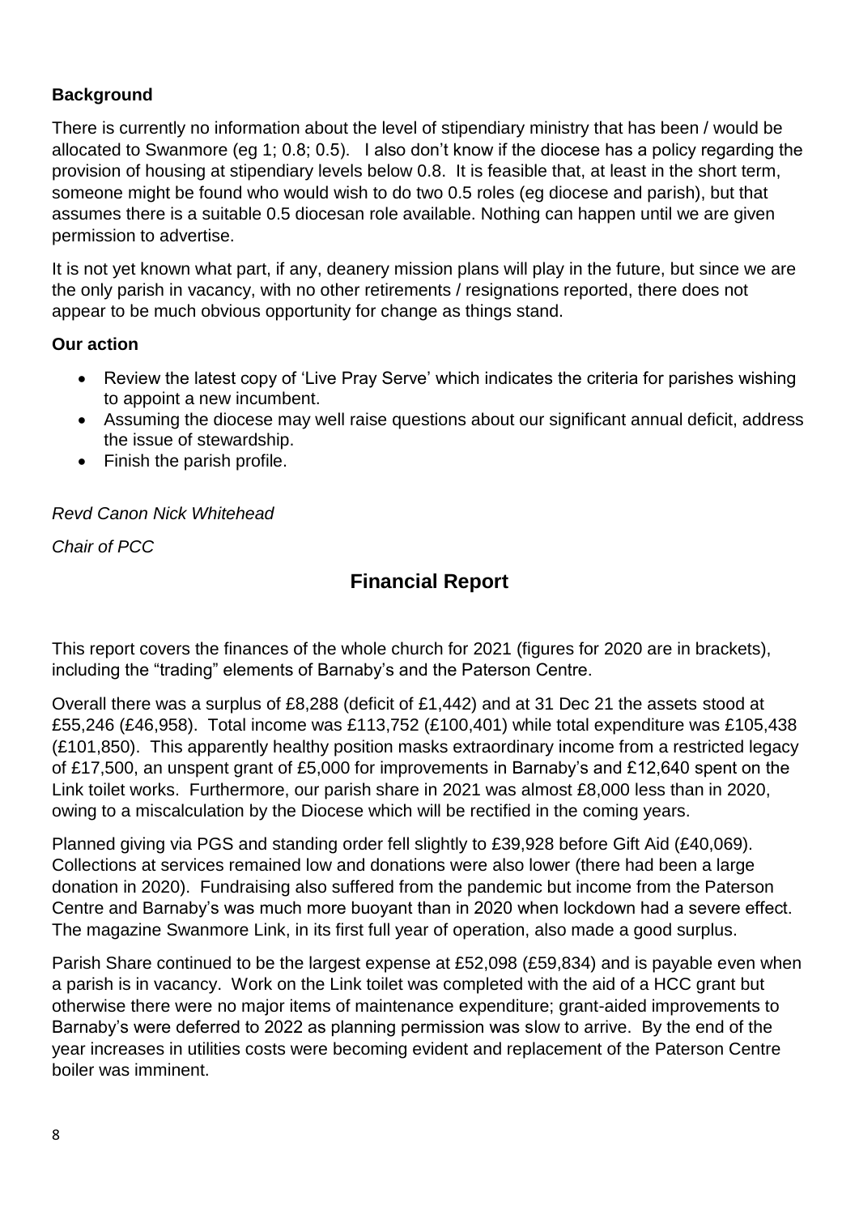**Background**

There is currently no information about the level of stipendiary ministry that has been / would be allocated to Swanmore (eg 1; 0.8; 0.5). I also don't know if the diocese has a policy regarding the provision of housing at stipendiary levels below 0.8. It is feasible that, at least in the short term, someone might be found who would wish to do two 0.5 roles (eg diocese and parish), but that assumes there is a suitable 0.5 diocesan role available. Nothing can happen until we are given permission to advertise.

It is not yet known what part, if any, deanery mission plans will play in the future, but since we are the only parish in vacancy, with no other retirements / resignations reported, there does not appear to be much obvious opportunity for change as things stand.

**Our action**

- Review the latest copy of 'Live Pray Serve' which indicates the criteria for parishes wishing to appoint a new incumbent.
- Assuming the diocese may well raise questions about our significant annual deficit, address the issue of stewardship.
- Finish the parish profile.

*Revd Canon Nick Whitehead*

*Chair of PCC*

## Financial Report

This report covers the finances of the whole church for 2021 (figures for 2020 are in brackets), including the "trading" elements of Barnaby's and the Paterson Centre.

Overall there was a surplus of £8,288 (deficit of £1,442) and at 31 Dec 21 the assets stood at £55,246 (£46,958). Total income was £113,752 (£100,401) while total expenditure was £105,438 (£101,850). This apparently healthy position masks extraordinary income from a restricted legacy of £17,500, an unspent grant of £5,000 for improvements in Barnaby's and £12,640 spent on the Link toilet works. Furthermore, our parish share in 2021 was almost £8,000 less than in 2020, owing to a miscalculation by the Diocese which will be rectified in the coming years.

Planned giving via PGS and standing order fell slightly to £39,928 before Gift Aid (£40,069). Collections at services remained low and donations were also lower (there had been a large donation in 2020). Fundraising also suffered from the pandemic but income from the Paterson Centre and Barnaby's was much more buoyant than in 2020 when lockdown had a severe effect. The magazine Swanmore Link, in its first full year of operation, also made a good surplus.

Parish Share continued to be the largest expense at £52,098 (£59,834) and is payable even when a parish is in vacancy. Work on the Link toilet was completed with the aid of a HCC grant but otherwise there were no major items of maintenance expenditure; grant-aided improvements to Barnaby's were deferred to 2022 as planning permission was slow to arrive. By the end of the year increases in utilities costs were becoming evident and replacement of the Paterson Centre boiler was imminent.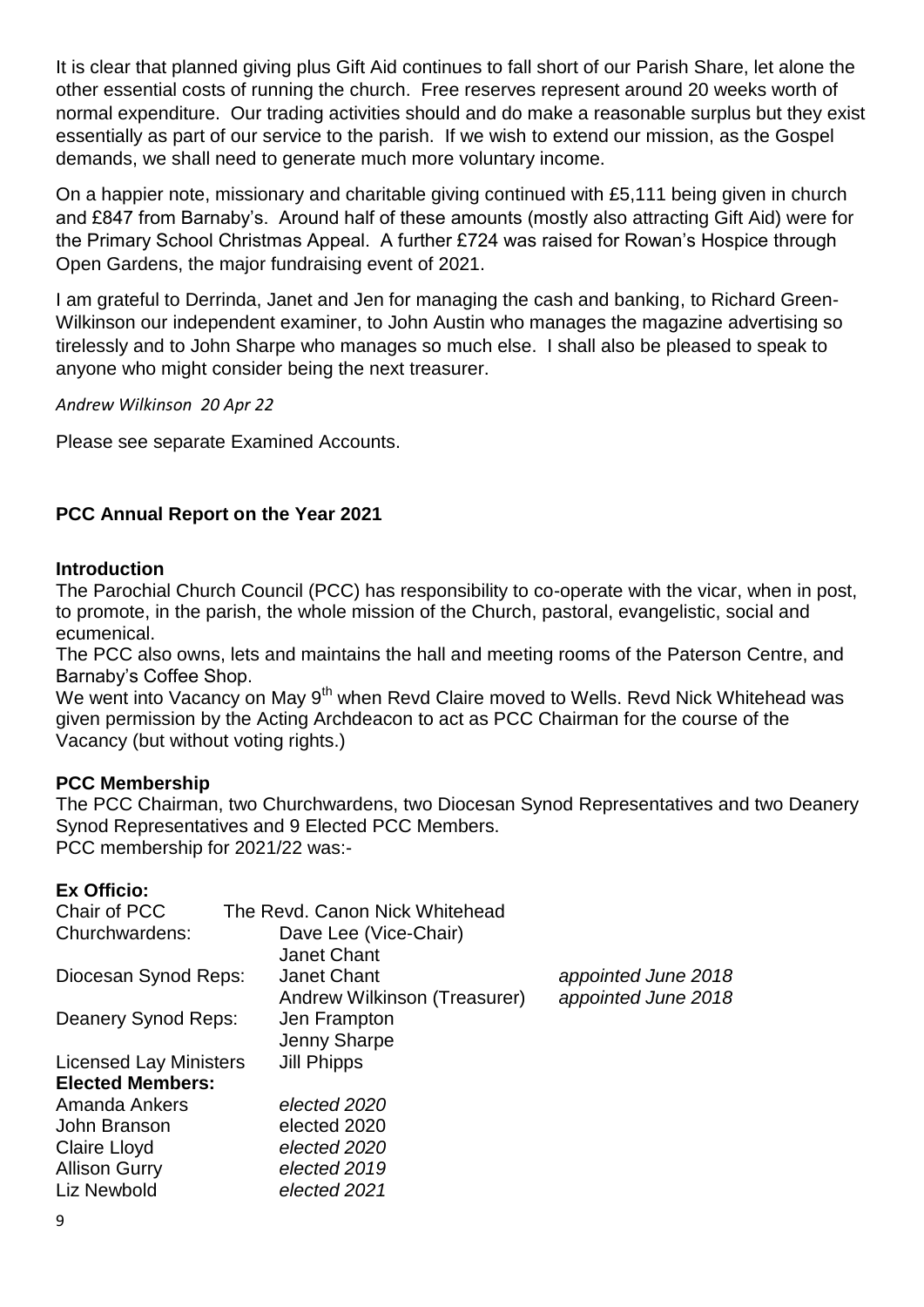It is clear that planned giving plus Gift Aid continues to fall short of our Parish Share, let alone the other essential costs of running the church. Free reserves represent around 20 weeks worth of normal expenditure. Our trading activities should and do make a reasonable surplus but they exist essentially as part of our service to the parish. If we wish to extend our mission, as the Gospel demands, we shall need to generate much more voluntary income.

On a happier note, missionary and charitable giving continued with £5,111 being given in church and £847 from Barnaby's. Around half of these amounts (mostly also attracting Gift Aid) were for the Primary School Christmas Appeal. A further £724 was raised for Rowan's Hospice through Open Gardens, the major fundraising event of 2021.

I am grateful to Derrinda, Janet and Jen for managing the cash and banking, to Richard Green-Wilkinson our independent examiner, to John Austin who manages the magazine advertising so tirelessly and to John Sharpe who manages so much else. I shall also be pleased to speak to anyone who might consider being the next treasurer.

*Andrew Wilkinson 20 Apr 22*

Please see separate Examined Accounts.

## PCC Annual Report on the Year 2021

### Introduction

The Parochial Church Council (PCC) has responsibility to co-operate with the vicar, when in post, to promote, in the parish, the whole mission of the Church, pastoral, evangelistic, social and ecumenical.

The PCC also owns, lets and maintains the hall and meeting rooms of the Paterson Centre, and Barnaby's Coffee Shop.

We went into Vacancy on May 9th when Revd Claire moved to Wells. Revd Nick Whitehead was given permission by the Acting Archdeacon to act as PCC Chairman for the course of the Vacancy (but without voting rights.)

### PCC Membership

The PCC Chairman, two Churchwardens, two Diocesan Synod Representatives and two Deanery Synod Representatives and 9 Elected PCC Members.

PCC membership for 2021/22 was:-

**Ex Officio:**

| | | |
|---|---|---|
| Chair of PCC | The Revd. Canon Nick Whitehead | |
| Churchwardens: | Dave Lee (Vice-Chair) | |
| | Janet Chant | |
| Diocesan Synod Reps: | Janet Chant | *appointed June 2018* |
| | Andrew Wilkinson (Treasurer) | *appointed June 2018* |
| Deanery Synod Reps: | Jen Frampton | |
| | Jenny Sharpe | |
| Licensed Lay Ministers | Jill Phipps | |

**Elected Members:**

| | |
|---|---|
| Amanda Ankers | *elected 2020* |
| John Branson | elected 2020 |
| Claire Lloyd | *elected 2020* |
| Allison Gurry | *elected 2019* |
| Liz Newbold | *elected 2021* |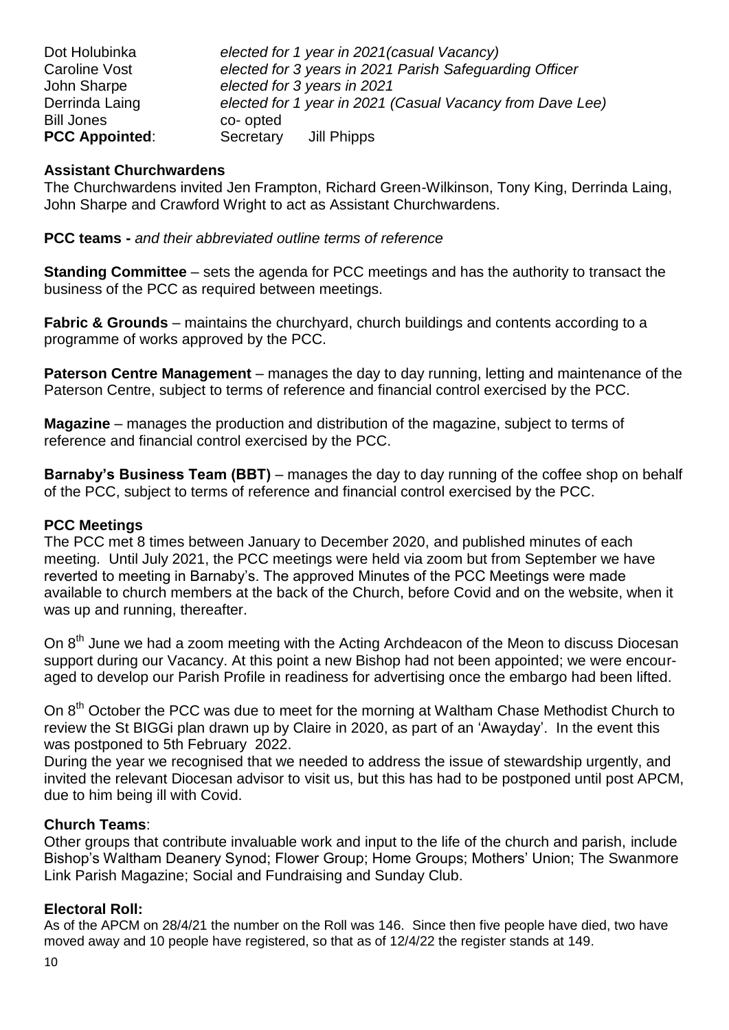| | |
|---|---|
| Dot Holubinka | *elected for 1 year in 2021(casual Vacancy)* |
| Caroline Vost | *elected for 3 years in 2021 Parish Safeguarding Officer* |
| John Sharpe | *elected for 3 years in 2021* |
| Derrinda Laing | *elected for 1 year in 2021 (Casual Vacancy from Dave Lee)* |
| Bill Jones | co- opted |
| **PCC Appointed**: | Secretary Jill Phipps |

**Assistant Churchwardens**

The Churchwardens invited Jen Frampton, Richard Green-Wilkinson, Tony King, Derrinda Laing, John Sharpe and Crawford Wright to act as Assistant Churchwardens.

**PCC teams -** *and their abbreviated outline terms of reference*

**Standing Committee** – sets the agenda for PCC meetings and has the authority to transact the business of the PCC as required between meetings.

**Fabric & Grounds** – maintains the churchyard, church buildings and contents according to a programme of works approved by the PCC.

**Paterson Centre Management** – manages the day to day running, letting and maintenance of the Paterson Centre, subject to terms of reference and financial control exercised by the PCC.

**Magazine** – manages the production and distribution of the magazine, subject to terms of reference and financial control exercised by the PCC.

**Barnaby's Business Team (BBT)** – manages the day to day running of the coffee shop on behalf of the PCC, subject to terms of reference and financial control exercised by the PCC.

**PCC Meetings**

The PCC met 8 times between January to December 2020, and published minutes of each meeting. Until July 2021, the PCC meetings were held via zoom but from September we have reverted to meeting in Barnaby's. The approved Minutes of the PCC Meetings were made available to church members at the back of the Church, before Covid and on the website, when it was up and running, thereafter.

On 8th June we had a zoom meeting with the Acting Archdeacon of the Meon to discuss Diocesan support during our Vacancy. At this point a new Bishop had not been appointed; we were encouraged to develop our Parish Profile in readiness for advertising once the embargo had been lifted.

On 8th October the PCC was due to meet for the morning at Waltham Chase Methodist Church to review the St BIGGi plan drawn up by Claire in 2020, as part of an 'Awayday'. In the event this was postponed to 5th February 2022.

During the year we recognised that we needed to address the issue of stewardship urgently, and invited the relevant Diocesan advisor to visit us, but this has had to be postponed until post APCM, due to him being ill with Covid.

**Church Teams**:

Other groups that contribute invaluable work and input to the life of the church and parish, include Bishop's Waltham Deanery Synod; Flower Group; Home Groups; Mothers' Union; The Swanmore Link Parish Magazine; Social and Fundraising and Sunday Club.

**Electoral Roll:**

As of the APCM on 28/4/21 the number on the Roll was 146. Since then five people have died, two have moved away and 10 people have registered, so that as of 12/4/22 the register stands at 149.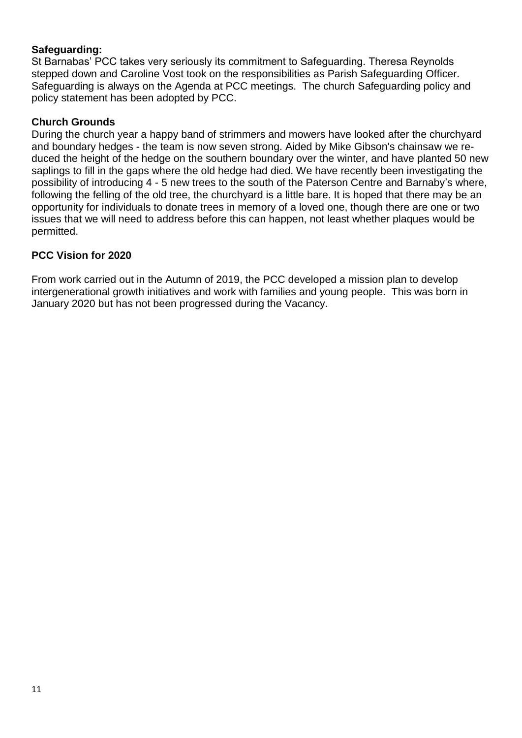**Safeguarding:**

St Barnabas' PCC takes very seriously its commitment to Safeguarding. Theresa Reynolds stepped down and Caroline Vost took on the responsibilities as Parish Safeguarding Officer. Safeguarding is always on the Agenda at PCC meetings. The church Safeguarding policy and policy statement has been adopted by PCC.

**Church Grounds**

During the church year a happy band of strimmers and mowers have looked after the churchyard and boundary hedges - the team is now seven strong. Aided by Mike Gibson's chainsaw we reduced the height of the hedge on the southern boundary over the winter, and have planted 50 new saplings to fill in the gaps where the old hedge had died. We have recently been investigating the possibility of introducing 4 - 5 new trees to the south of the Paterson Centre and Barnaby's where, following the felling of the old tree, the churchyard is a little bare. It is hoped that there may be an opportunity for individuals to donate trees in memory of a loved one, though there are one or two issues that we will need to address before this can happen, not least whether plaques would be permitted.

**PCC Vision for 2020**

From work carried out in the Autumn of 2019, the PCC developed a mission plan to develop intergenerational growth initiatives and work with families and young people. This was born in January 2020 but has not been progressed during the Vacancy.